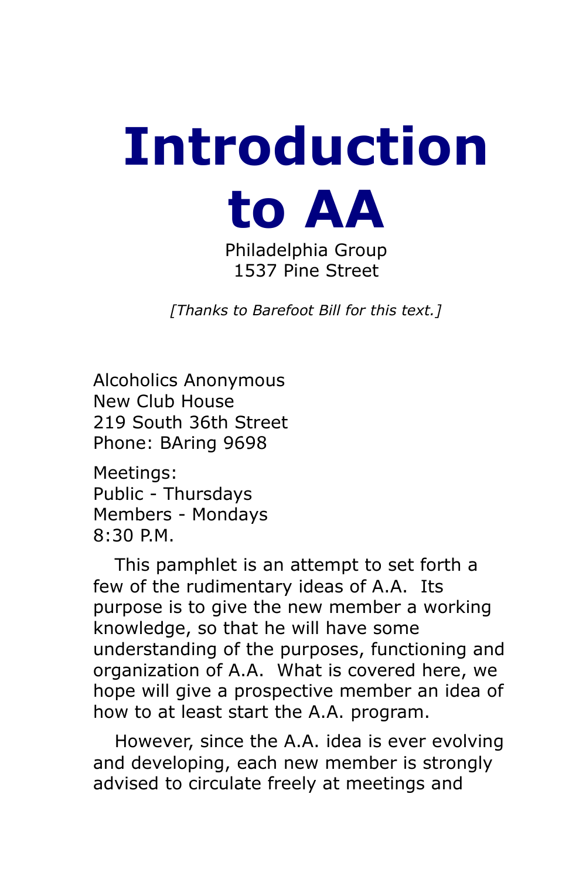# Introduction to AA

Philadelphia Group
1537 Pine Street

*[Thanks to Barefoot Bill for this text.]*

Alcoholics Anonymous
New Club House
219 South 36th Street
Phone: BAring 9698

Meetings:
Public - Thursdays
Members - Mondays
8:30 P.M.

This pamphlet is an attempt to set forth a few of the rudimentary ideas of A.A. Its purpose is to give the new member a working knowledge, so that he will have some understanding of the purposes, functioning and organization of A.A. What is covered here, we hope will give a prospective member an idea of how to at least start the A.A. program.

However, since the A.A. idea is ever evolving and developing, each new member is strongly advised to circulate freely at meetings and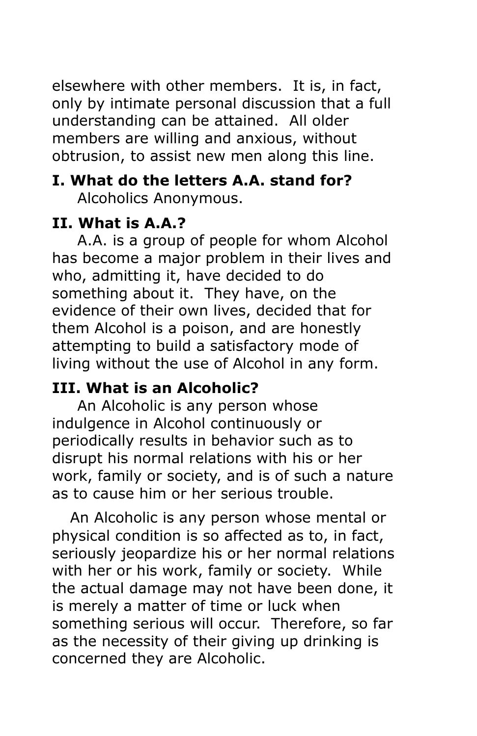elsewhere with other members. It is, in fact, only by intimate personal discussion that a full understanding can be attained. All older members are willing and anxious, without obtrusion, to assist new men along this line.

**I. What do the letters A.A. stand for?**

Alcoholics Anonymous.

**II. What is A.A.?**

A.A. is a group of people for whom Alcohol has become a major problem in their lives and who, admitting it, have decided to do something about it. They have, on the evidence of their own lives, decided that for them Alcohol is a poison, and are honestly attempting to build a satisfactory mode of living without the use of Alcohol in any form.

**III. What is an Alcoholic?**

An Alcoholic is any person whose indulgence in Alcohol continuously or periodically results in behavior such as to disrupt his normal relations with his or her work, family or society, and is of such a nature as to cause him or her serious trouble.

An Alcoholic is any person whose mental or physical condition is so affected as to, in fact, seriously jeopardize his or her normal relations with her or his work, family or society. While the actual damage may not have been done, it is merely a matter of time or luck when something serious will occur. Therefore, so far as the necessity of their giving up drinking is concerned they are Alcoholic.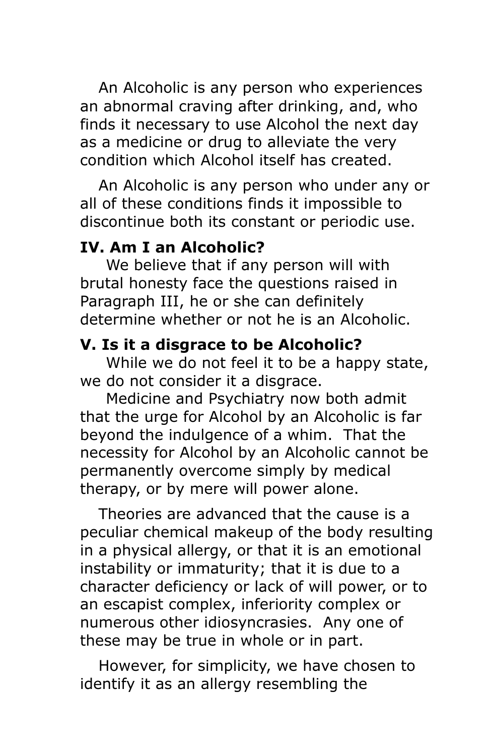An Alcoholic is any person who experiences an abnormal craving after drinking, and, who finds it necessary to use Alcohol the next day as a medicine or drug to alleviate the very condition which Alcohol itself has created.

An Alcoholic is any person who under any or all of these conditions finds it impossible to discontinue both its constant or periodic use.

**IV. Am I an Alcoholic?**

We believe that if any person will with brutal honesty face the questions raised in Paragraph III, he or she can definitely determine whether or not he is an Alcoholic.

**V. Is it a disgrace to be Alcoholic?**

While we do not feel it to be a happy state, we do not consider it a disgrace.

Medicine and Psychiatry now both admit that the urge for Alcohol by an Alcoholic is far beyond the indulgence of a whim. That the necessity for Alcohol by an Alcoholic cannot be permanently overcome simply by medical therapy, or by mere will power alone.

Theories are advanced that the cause is a peculiar chemical makeup of the body resulting in a physical allergy, or that it is an emotional instability or immaturity; that it is due to a character deficiency or lack of will power, or to an escapist complex, inferiority complex or numerous other idiosyncrasies. Any one of these may be true in whole or in part.

However, for simplicity, we have chosen to identify it as an allergy resembling the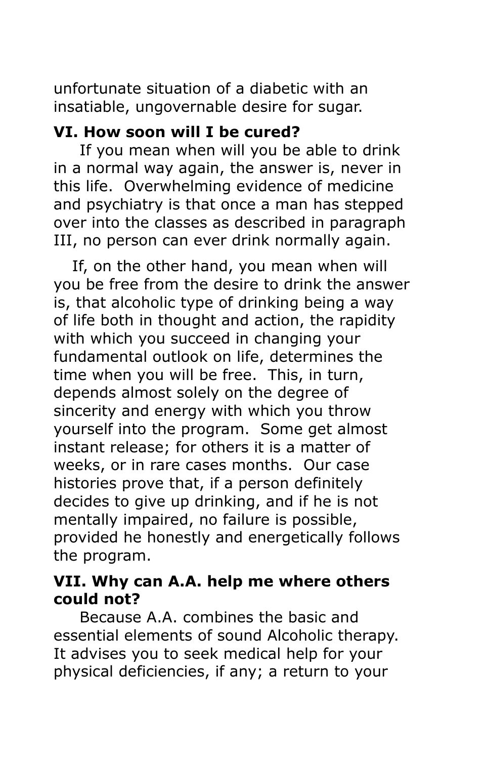unfortunate situation of a diabetic with an insatiable, ungovernable desire for sugar.

### VI. How soon will I be cured?

If you mean when will you be able to drink in a normal way again, the answer is, never in this life. Overwhelming evidence of medicine and psychiatry is that once a man has stepped over into the classes as described in paragraph III, no person can ever drink normally again.

If, on the other hand, you mean when will you be free from the desire to drink the answer is, that alcoholic type of drinking being a way of life both in thought and action, the rapidity with which you succeed in changing your fundamental outlook on life, determines the time when you will be free. This, in turn, depends almost solely on the degree of sincerity and energy with which you throw yourself into the program. Some get almost instant release; for others it is a matter of weeks, or in rare cases months. Our case histories prove that, if a person definitely decides to give up drinking, and if he is not mentally impaired, no failure is possible, provided he honestly and energetically follows the program.

### VII. Why can A.A. help me where others could not?

Because A.A. combines the basic and essential elements of sound Alcoholic therapy. It advises you to seek medical help for your physical deficiencies, if any; a return to your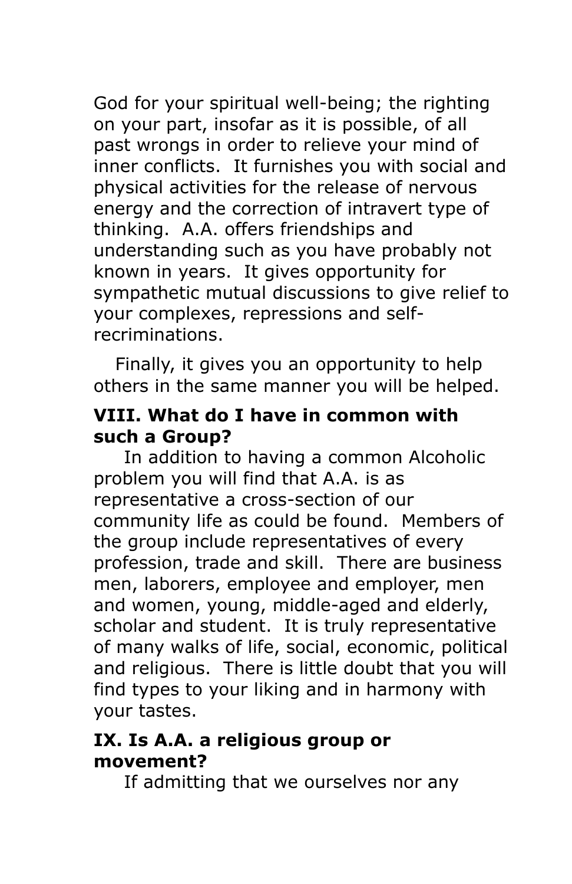God for your spiritual well-being; the righting on your part, insofar as it is possible, of all past wrongs in order to relieve your mind of inner conflicts. It furnishes you with social and physical activities for the release of nervous energy and the correction of intravert type of thinking. A.A. offers friendships and understanding such as you have probably not known in years. It gives opportunity for sympathetic mutual discussions to give relief to your complexes, repressions and self-recriminations.

Finally, it gives you an opportunity to help others in the same manner you will be helped.

**VIII. What do I have in common with such a Group?**

In addition to having a common Alcoholic problem you will find that A.A. is as representative a cross-section of our community life as could be found. Members of the group include representatives of every profession, trade and skill. There are business men, laborers, employee and employer, men and women, young, middle-aged and elderly, scholar and student. It is truly representative of many walks of life, social, economic, political and religious. There is little doubt that you will find types to your liking and in harmony with your tastes.

**IX. Is A.A. a religious group or movement?**

If admitting that we ourselves nor any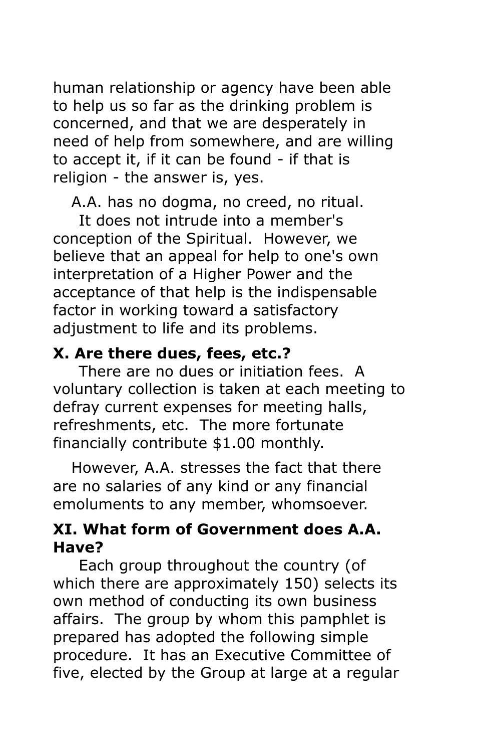human relationship or agency have been able to help us so far as the drinking problem is concerned, and that we are desperately in need of help from somewhere, and are willing to accept it, if it can be found - if that is religion - the answer is, yes.

A.A. has no dogma, no creed, no ritual.

It does not intrude into a member's conception of the Spiritual. However, we believe that an appeal for help to one's own interpretation of a Higher Power and the acceptance of that help is the indispensable factor in working toward a satisfactory adjustment to life and its problems.

### X. Are there dues, fees, etc.?

There are no dues or initiation fees. A voluntary collection is taken at each meeting to defray current expenses for meeting halls, refreshments, etc. The more fortunate financially contribute $1.00 monthly.

However, A.A. stresses the fact that there are no salaries of any kind or any financial emoluments to any member, whomsoever.

### XI. What form of Government does A.A. Have?

Each group throughout the country (of which there are approximately 150) selects its own method of conducting its own business affairs. The group by whom this pamphlet is prepared has adopted the following simple procedure. It has an Executive Committee of five, elected by the Group at large at a regular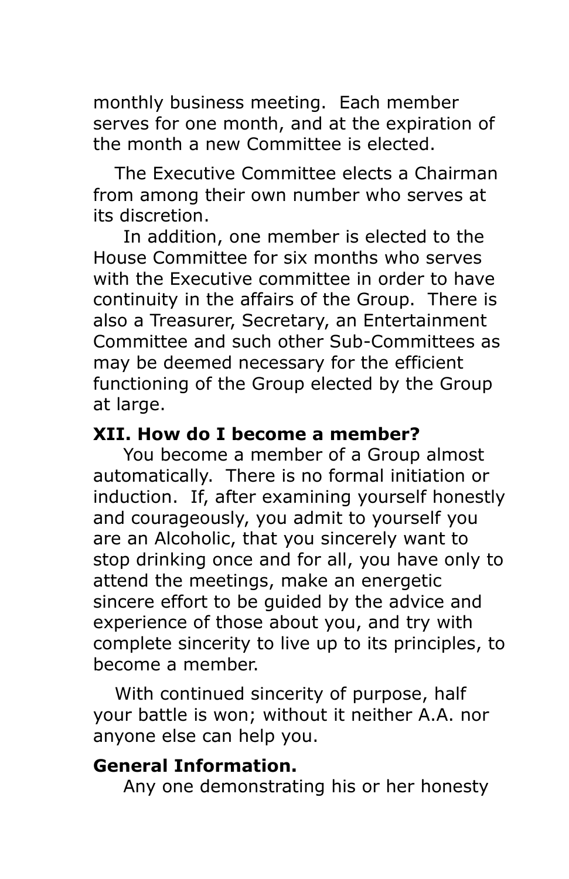monthly business meeting. Each member serves for one month, and at the expiration of the month a new Committee is elected.

The Executive Committee elects a Chairman from among their own number who serves at its discretion.

In addition, one member is elected to the House Committee for six months who serves with the Executive committee in order to have continuity in the affairs of the Group. There is also a Treasurer, Secretary, an Entertainment Committee and such other Sub-Committees as may be deemed necessary for the efficient functioning of the Group elected by the Group at large.

**XII. How do I become a member?**

You become a member of a Group almost automatically. There is no formal initiation or induction. If, after examining yourself honestly and courageously, you admit to yourself you are an Alcoholic, that you sincerely want to stop drinking once and for all, you have only to attend the meetings, make an energetic sincere effort to be guided by the advice and experience of those about you, and try with complete sincerity to live up to its principles, to become a member.

With continued sincerity of purpose, half your battle is won; without it neither A.A. nor anyone else can help you.

**General Information.**

Any one demonstrating his or her honesty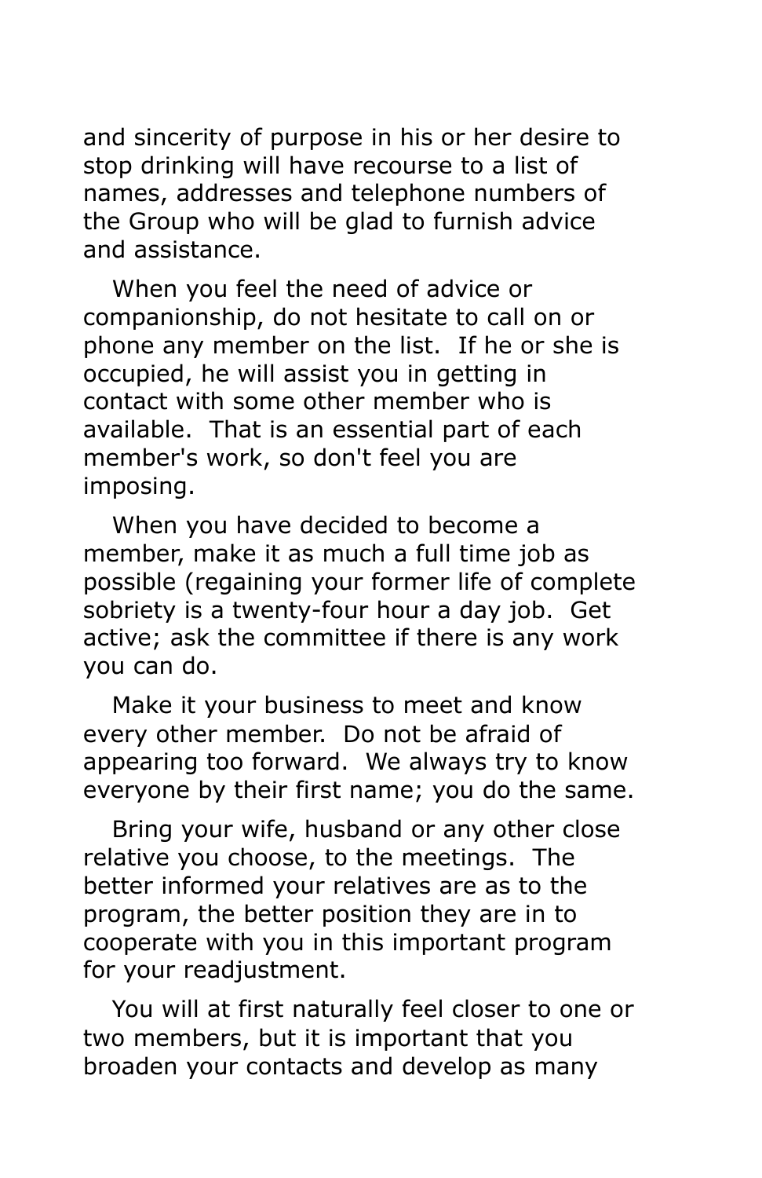and sincerity of purpose in his or her desire to stop drinking will have recourse to a list of names, addresses and telephone numbers of the Group who will be glad to furnish advice and assistance.

When you feel the need of advice or companionship, do not hesitate to call on or phone any member on the list.  If he or she is occupied, he will assist you in getting in contact with some other member who is available.  That is an essential part of each member's work, so don't feel you are imposing.

When you have decided to become a member, make it as much a full time job as possible (regaining your former life of complete sobriety is a twenty-four hour a day job.  Get active; ask the committee if there is any work you can do.

Make it your business to meet and know every other member.  Do not be afraid of appearing too forward.  We always try to know everyone by their first name; you do the same.

Bring your wife, husband or any other close relative you choose, to the meetings.  The better informed your relatives are as to the program, the better position they are in to cooperate with you in this important program for your readjustment.

You will at first naturally feel closer to one or two members, but it is important that you broaden your contacts and develop as many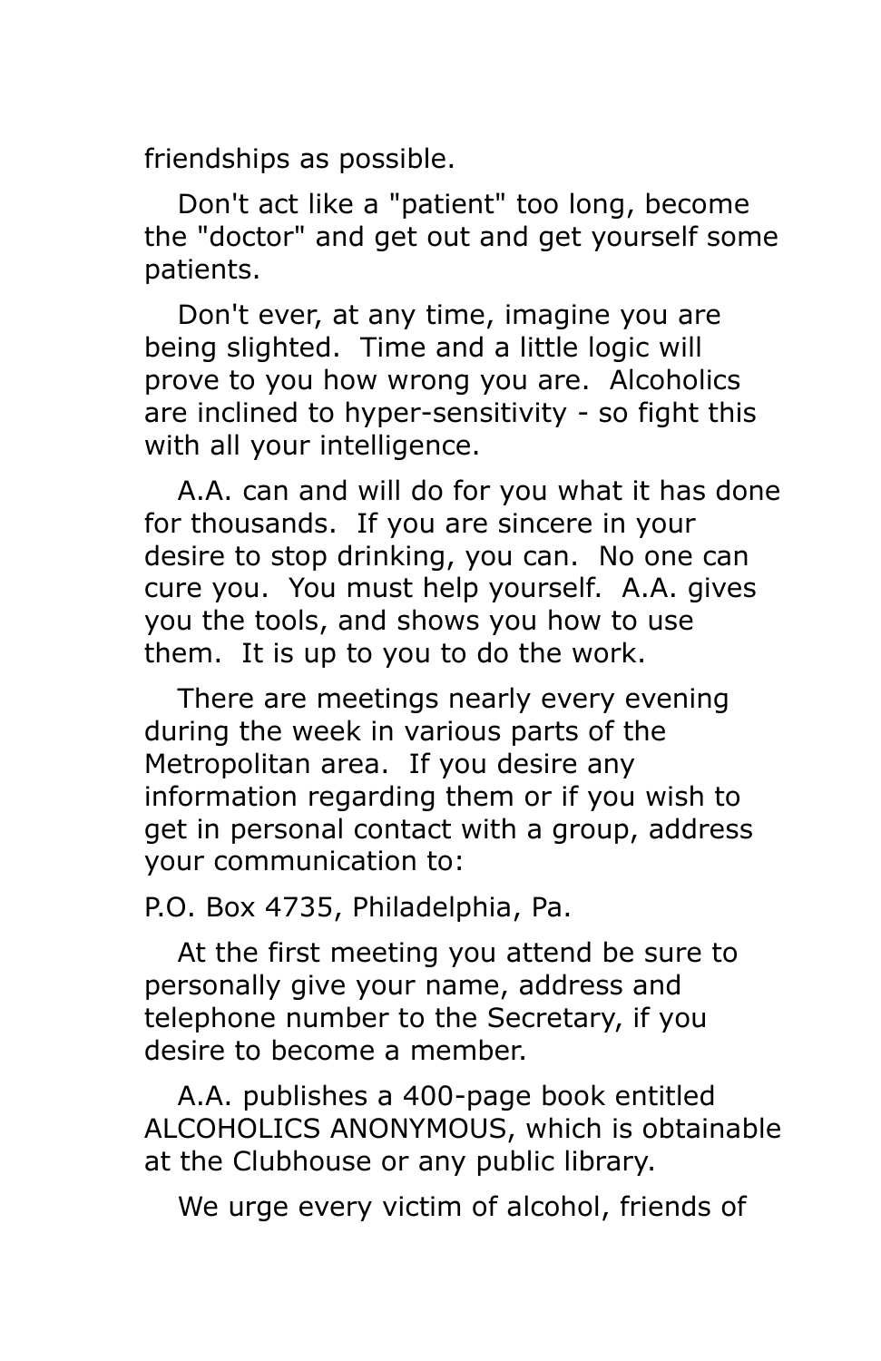friendships as possible.

Don't act like a "patient" too long, become the "doctor" and get out and get yourself some patients.

Don't ever, at any time, imagine you are being slighted. Time and a little logic will prove to you how wrong you are. Alcoholics are inclined to hyper-sensitivity - so fight this with all your intelligence.

A.A. can and will do for you what it has done for thousands. If you are sincere in your desire to stop drinking, you can. No one can cure you. You must help yourself. A.A. gives you the tools, and shows you how to use them. It is up to you to do the work.

There are meetings nearly every evening during the week in various parts of the Metropolitan area. If you desire any information regarding them or if you wish to get in personal contact with a group, address your communication to:

P.O. Box 4735, Philadelphia, Pa.

At the first meeting you attend be sure to personally give your name, address and telephone number to the Secretary, if you desire to become a member.

A.A. publishes a 400-page book entitled ALCOHOLICS ANONYMOUS, which is obtainable at the Clubhouse or any public library.

We urge every victim of alcohol, friends of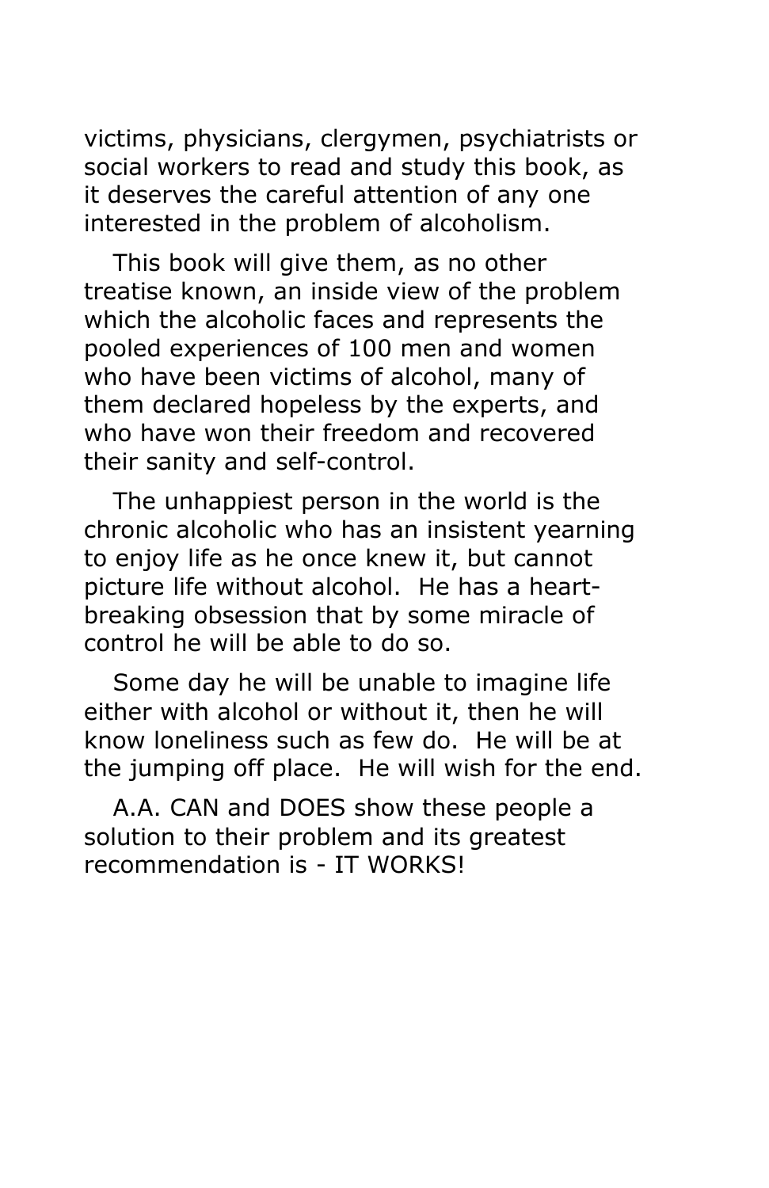victims, physicians, clergymen, psychiatrists or social workers to read and study this book, as it deserves the careful attention of any one interested in the problem of alcoholism.

This book will give them, as no other treatise known, an inside view of the problem which the alcoholic faces and represents the pooled experiences of 100 men and women who have been victims of alcohol, many of them declared hopeless by the experts, and who have won their freedom and recovered their sanity and self-control.

The unhappiest person in the world is the chronic alcoholic who has an insistent yearning to enjoy life as he once knew it, but cannot picture life without alcohol. He has a heart-breaking obsession that by some miracle of control he will be able to do so.

Some day he will be unable to imagine life either with alcohol or without it, then he will know loneliness such as few do. He will be at the jumping off place. He will wish for the end.

A.A. CAN and DOES show these people a solution to their problem and its greatest recommendation is - IT WORKS!